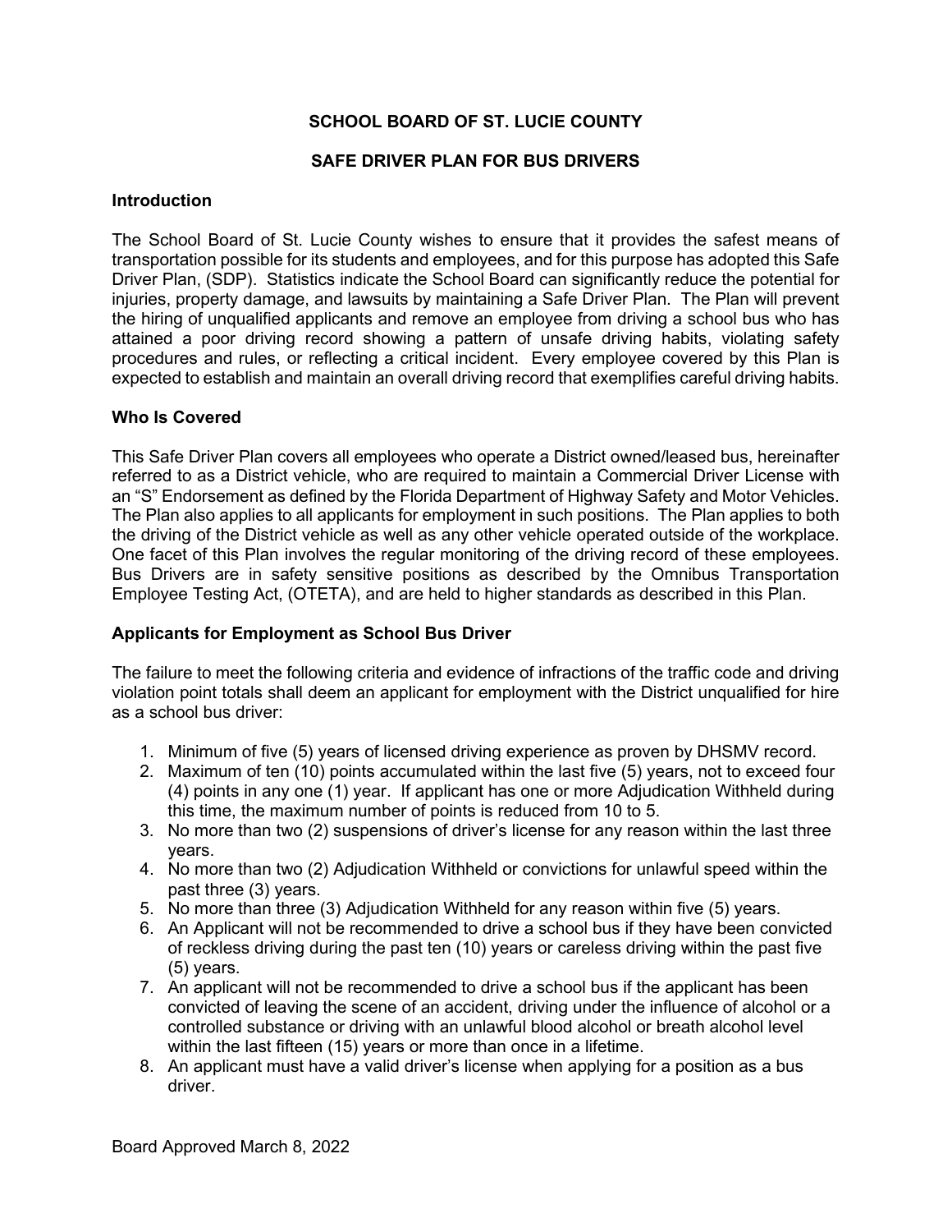# SCHOOL BOARD OF ST. LUCIE COUNTY

## SAFE DRIVER PLAN FOR BUS DRIVERS

### Introduction

The School Board of St. Lucie County wishes to ensure that it provides the safest means of transportation possible for its students and employees, and for this purpose has adopted this Safe Driver Plan, (SDP). Statistics indicate the School Board can significantly reduce the potential for injuries, property damage, and lawsuits by maintaining a Safe Driver Plan. The Plan will prevent the hiring of unqualified applicants and remove an employee from driving a school bus who has attained a poor driving record showing a pattern of unsafe driving habits, violating safety procedures and rules, or reflecting a critical incident. Every employee covered by this Plan is expected to establish and maintain an overall driving record that exemplifies careful driving habits.

### Who Is Covered

This Safe Driver Plan covers all employees who operate a District owned/leased bus, hereinafter referred to as a District vehicle, who are required to maintain a Commercial Driver License with an "S" Endorsement as defined by the Florida Department of Highway Safety and Motor Vehicles. The Plan also applies to all applicants for employment in such positions. The Plan applies to both the driving of the District vehicle as well as any other vehicle operated outside of the workplace. One facet of this Plan involves the regular monitoring of the driving record of these employees. Bus Drivers are in safety sensitive positions as described by the Omnibus Transportation Employee Testing Act, (OTETA), and are held to higher standards as described in this Plan.

### Applicants for Employment as School Bus Driver

The failure to meet the following criteria and evidence of infractions of the traffic code and driving violation point totals shall deem an applicant for employment with the District unqualified for hire as a school bus driver:

1. Minimum of five (5) years of licensed driving experience as proven by DHSMV record.
2. Maximum of ten (10) points accumulated within the last five (5) years, not to exceed four (4) points in any one (1) year. If applicant has one or more Adjudication Withheld during this time, the maximum number of points is reduced from 10 to 5.
3. No more than two (2) suspensions of driver's license for any reason within the last three years.
4. No more than two (2) Adjudication Withheld or convictions for unlawful speed within the past three (3) years.
5. No more than three (3) Adjudication Withheld for any reason within five (5) years.
6. An Applicant will not be recommended to drive a school bus if they have been convicted of reckless driving during the past ten (10) years or careless driving within the past five (5) years.
7. An applicant will not be recommended to drive a school bus if the applicant has been convicted of leaving the scene of an accident, driving under the influence of alcohol or a controlled substance or driving with an unlawful blood alcohol or breath alcohol level within the last fifteen (15) years or more than once in a lifetime.
8. An applicant must have a valid driver's license when applying for a position as a bus driver.

Board Approved March 8, 2022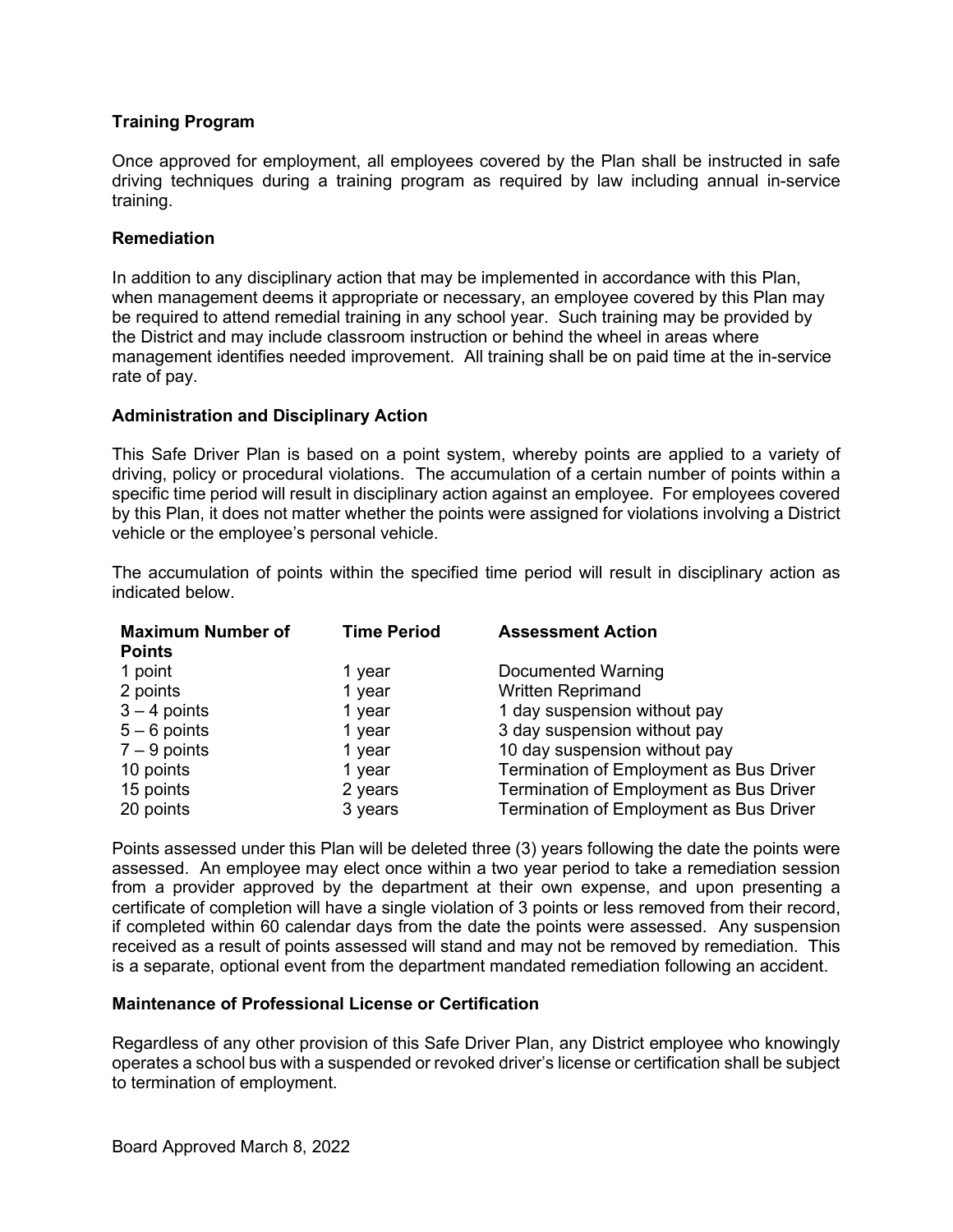### Training Program

Once approved for employment, all employees covered by the Plan shall be instructed in safe driving techniques during a training program as required by law including annual in-service training.

### Remediation

In addition to any disciplinary action that may be implemented in accordance with this Plan, when management deems it appropriate or necessary, an employee covered by this Plan may be required to attend remedial training in any school year. Such training may be provided by the District and may include classroom instruction or behind the wheel in areas where management identifies needed improvement. All training shall be on paid time at the in-service rate of pay.

### Administration and Disciplinary Action

This Safe Driver Plan is based on a point system, whereby points are applied to a variety of driving, policy or procedural violations. The accumulation of a certain number of points within a specific time period will result in disciplinary action against an employee. For employees covered by this Plan, it does not matter whether the points were assigned for violations involving a District vehicle or the employee's personal vehicle.

The accumulation of points within the specified time period will result in disciplinary action as indicated below.

| Maximum Number of Points | Time Period | Assessment Action |
|---|---|---|
| 1 point | 1 year | Documented Warning |
| 2 points | 1 year | Written Reprimand |
| 3 – 4 points | 1 year | 1 day suspension without pay |
| 5 – 6 points | 1 year | 3 day suspension without pay |
| 7 – 9 points | 1 year | 10 day suspension without pay |
| 10 points | 1 year | Termination of Employment as Bus Driver |
| 15 points | 2 years | Termination of Employment as Bus Driver |
| 20 points | 3 years | Termination of Employment as Bus Driver |

Points assessed under this Plan will be deleted three (3) years following the date the points were assessed. An employee may elect once within a two year period to take a remediation session from a provider approved by the department at their own expense, and upon presenting a certificate of completion will have a single violation of 3 points or less removed from their record, if completed within 60 calendar days from the date the points were assessed. Any suspension received as a result of points assessed will stand and may not be removed by remediation. This is a separate, optional event from the department mandated remediation following an accident.

### Maintenance of Professional License or Certification

Regardless of any other provision of this Safe Driver Plan, any District employee who knowingly operates a school bus with a suspended or revoked driver's license or certification shall be subject to termination of employment.

Board Approved March 8, 2022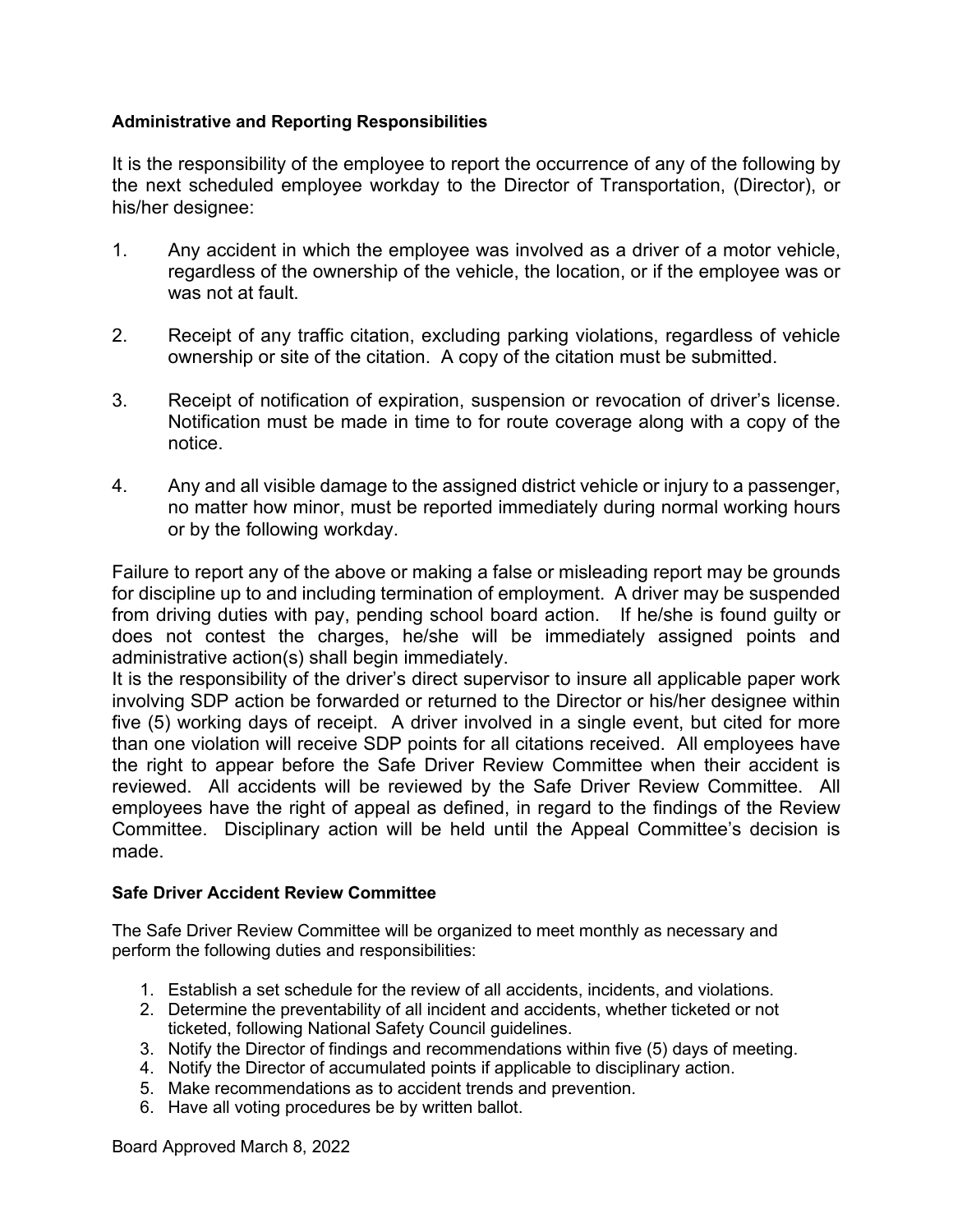**Administrative and Reporting Responsibilities**

It is the responsibility of the employee to report the occurrence of any of the following by the next scheduled employee workday to the Director of Transportation, (Director), or his/her designee:

1. Any accident in which the employee was involved as a driver of a motor vehicle, regardless of the ownership of the vehicle, the location, or if the employee was or was not at fault.

2. Receipt of any traffic citation, excluding parking violations, regardless of vehicle ownership or site of the citation. A copy of the citation must be submitted.

3. Receipt of notification of expiration, suspension or revocation of driver's license. Notification must be made in time to for route coverage along with a copy of the notice.

4. Any and all visible damage to the assigned district vehicle or injury to a passenger, no matter how minor, must be reported immediately during normal working hours or by the following workday.

Failure to report any of the above or making a false or misleading report may be grounds for discipline up to and including termination of employment. A driver may be suspended from driving duties with pay, pending school board action. If he/she is found guilty or does not contest the charges, he/she will be immediately assigned points and administrative action(s) shall begin immediately.
It is the responsibility of the driver's direct supervisor to insure all applicable paper work involving SDP action be forwarded or returned to the Director or his/her designee within five (5) working days of receipt. A driver involved in a single event, but cited for more than one violation will receive SDP points for all citations received. All employees have the right to appear before the Safe Driver Review Committee when their accident is reviewed. All accidents will be reviewed by the Safe Driver Review Committee. All employees have the right of appeal as defined, in regard to the findings of the Review Committee. Disciplinary action will be held until the Appeal Committee's decision is made.

**Safe Driver Accident Review Committee**

The Safe Driver Review Committee will be organized to meet monthly as necessary and perform the following duties and responsibilities:

1. Establish a set schedule for the review of all accidents, incidents, and violations.
2. Determine the preventability of all incident and accidents, whether ticketed or not ticketed, following National Safety Council guidelines.
3. Notify the Director of findings and recommendations within five (5) days of meeting.
4. Notify the Director of accumulated points if applicable to disciplinary action.
5. Make recommendations as to accident trends and prevention.
6. Have all voting procedures be by written ballot.

Board Approved March 8, 2022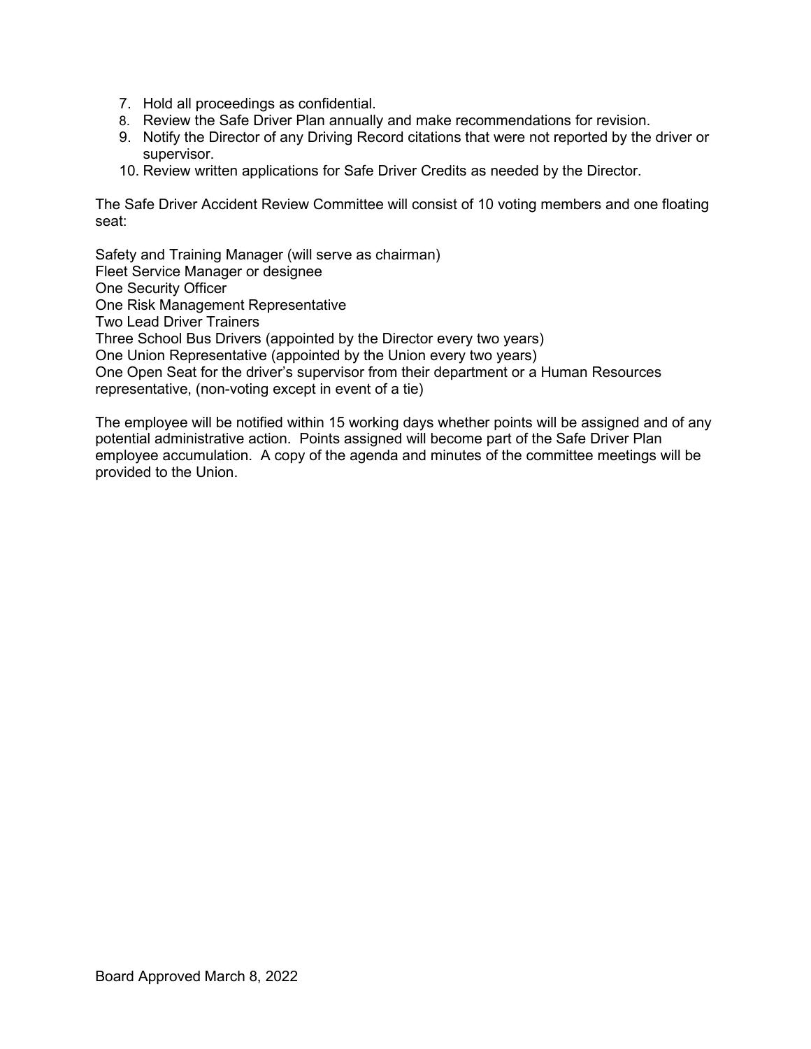7. Hold all proceedings as confidential.
8. Review the Safe Driver Plan annually and make recommendations for revision.
9. Notify the Director of any Driving Record citations that were not reported by the driver or supervisor.
10. Review written applications for Safe Driver Credits as needed by the Director.

The Safe Driver Accident Review Committee will consist of 10 voting members and one floating seat:

Safety and Training Manager (will serve as chairman)  
Fleet Service Manager or designee  
One Security Officer  
One Risk Management Representative  
Two Lead Driver Trainers  
Three School Bus Drivers (appointed by the Director every two years)  
One Union Representative (appointed by the Union every two years)  
One Open Seat for the driver's supervisor from their department or a Human Resources representative, (non-voting except in event of a tie)

The employee will be notified within 15 working days whether points will be assigned and of any potential administrative action. Points assigned will become part of the Safe Driver Plan employee accumulation. A copy of the agenda and minutes of the committee meetings will be provided to the Union.

Board Approved March 8, 2022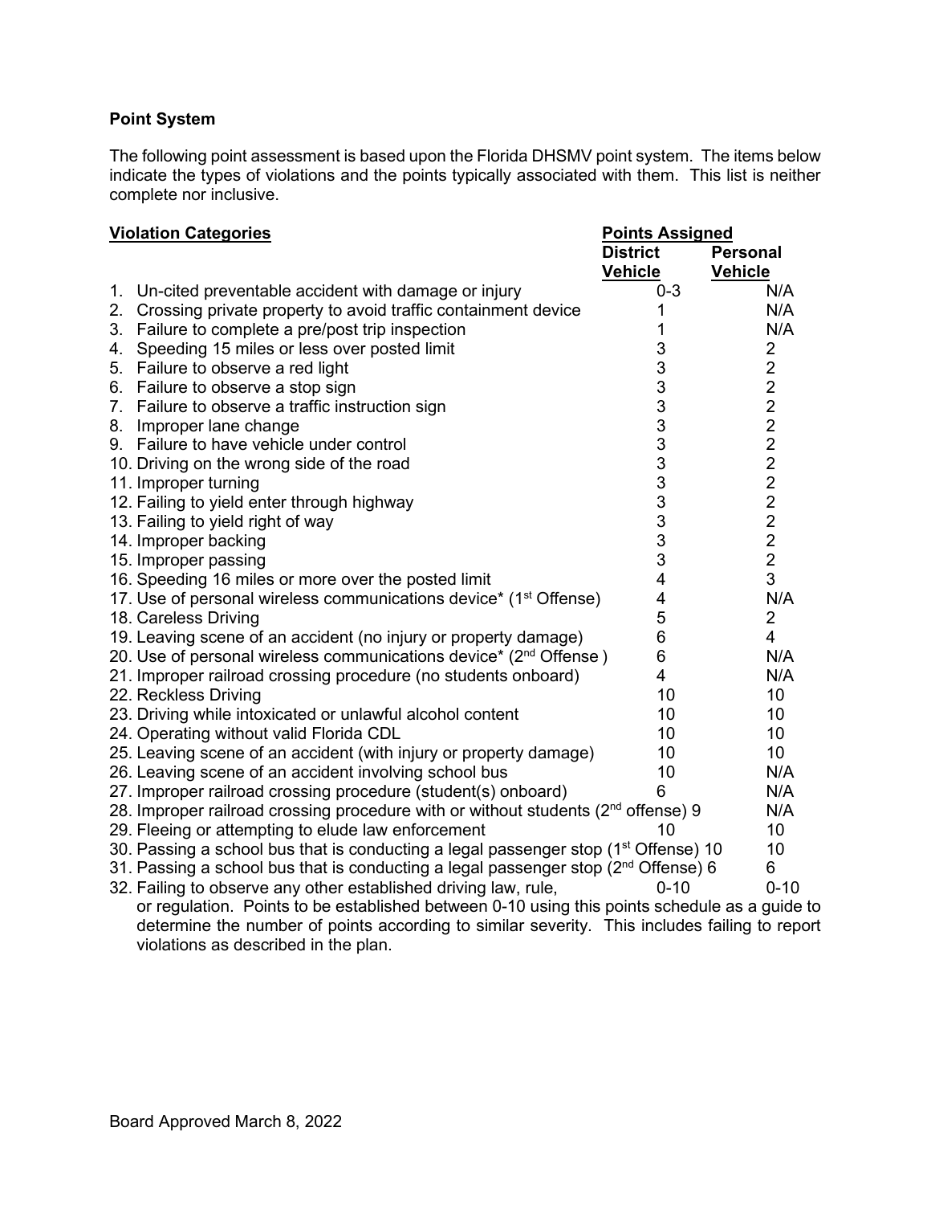## Point System

The following point assessment is based upon the Florida DHSMV point system. The items below indicate the types of violations and the points typically associated with them. This list is neither complete nor inclusive.

| Violation Categories | Points Assigned | |
|---|---|---|
| | District Vehicle | Personal Vehicle |
| 1. Un-cited preventable accident with damage or injury | 0-3 | N/A |
| 2. Crossing private property to avoid traffic containment device | 1 | N/A |
| 3. Failure to complete a pre/post trip inspection | 1 | N/A |
| 4. Speeding 15 miles or less over posted limit | 3 | 2 |
| 5. Failure to observe a red light | 3 | 2 |
| 6. Failure to observe a stop sign | 3 | 2 |
| 7. Failure to observe a traffic instruction sign | 3 | 2 |
| 8. Improper lane change | 3 | 2 |
| 9. Failure to have vehicle under control | 3 | 2 |
| 10. Driving on the wrong side of the road | 3 | 2 |
| 11. Improper turning | 3 | 2 |
| 12. Failing to yield enter through highway | 3 | 2 |
| 13. Failing to yield right of way | 3 | 2 |
| 14. Improper backing | 3 | 2 |
| 15. Improper passing | 3 | 2 |
| 16. Speeding 16 miles or more over the posted limit | 4 | 3 |
| 17. Use of personal wireless communications device* (1st Offense) | 4 | N/A |
| 18. Careless Driving | 5 | 2 |
| 19. Leaving scene of an accident (no injury or property damage) | 6 | 4 |
| 20. Use of personal wireless communications device* (2nd Offense ) | 6 | N/A |
| 21. Improper railroad crossing procedure (no students onboard) | 4 | N/A |
| 22. Reckless Driving | 10 | 10 |
| 23. Driving while intoxicated or unlawful alcohol content | 10 | 10 |
| 24. Operating without valid Florida CDL | 10 | 10 |
| 25. Leaving scene of an accident (with injury or property damage) | 10 | 10 |
| 26. Leaving scene of an accident involving school bus | 10 | N/A |
| 27. Improper railroad crossing procedure (student(s) onboard) | 6 | N/A |
| 28. Improper railroad crossing procedure with or without students (2nd offense) | 9 | N/A |
| 29. Fleeing or attempting to elude law enforcement | 10 | 10 |
| 30. Passing a school bus that is conducting a legal passenger stop (1st Offense) | 10 | 10 |
| 31. Passing a school bus that is conducting a legal passenger stop (2nd Offense) | 6 | 6 |
| 32. Failing to observe any other established driving law, rule, or regulation. Points to be established between 0-10 using this points schedule as a guide to determine the number of points according to similar severity. This includes failing to report violations as described in the plan. | 0-10 | 0-10 |

Board Approved March 8, 2022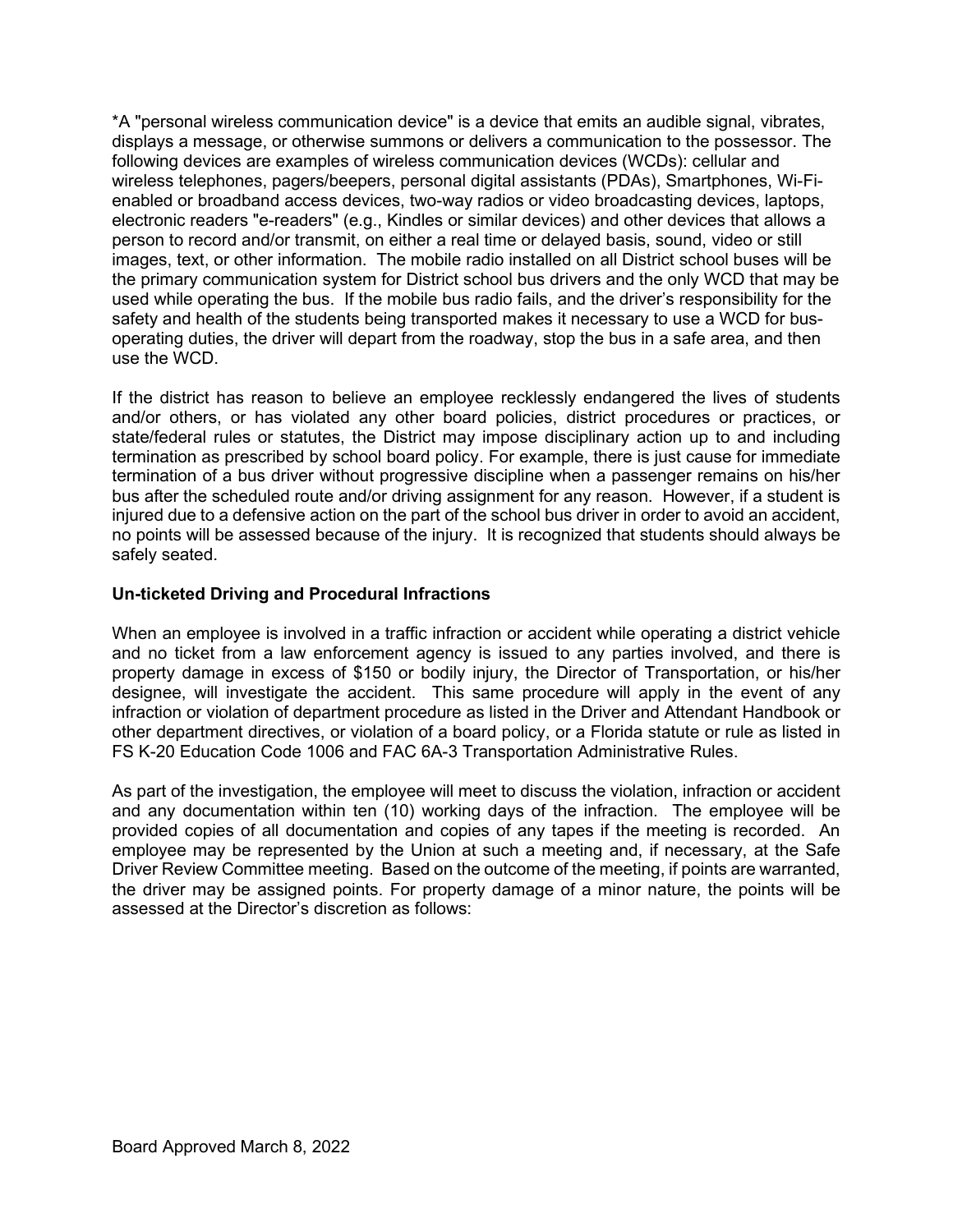*A "personal wireless communication device" is a device that emits an audible signal, vibrates, displays a message, or otherwise summons or delivers a communication to the possessor. The following devices are examples of wireless communication devices (WCDs): cellular and wireless telephones, pagers/beepers, personal digital assistants (PDAs), Smartphones, Wi-Fi-enabled or broadband access devices, two-way radios or video broadcasting devices, laptops, electronic readers "e-readers" (e.g., Kindles or similar devices) and other devices that allows a person to record and/or transmit, on either a real time or delayed basis, sound, video or still images, text, or other information. The mobile radio installed on all District school buses will be the primary communication system for District school bus drivers and the only WCD that may be used while operating the bus. If the mobile bus radio fails, and the driver's responsibility for the safety and health of the students being transported makes it necessary to use a WCD for bus-operating duties, the driver will depart from the roadway, stop the bus in a safe area, and then use the WCD.

If the district has reason to believe an employee recklessly endangered the lives of students and/or others, or has violated any other board policies, district procedures or practices, or state/federal rules or statutes, the District may impose disciplinary action up to and including termination as prescribed by school board policy. For example, there is just cause for immediate termination of a bus driver without progressive discipline when a passenger remains on his/her bus after the scheduled route and/or driving assignment for any reason. However, if a student is injured due to a defensive action on the part of the school bus driver in order to avoid an accident, no points will be assessed because of the injury. It is recognized that students should always be safely seated.

**Un-ticketed Driving and Procedural Infractions**

When an employee is involved in a traffic infraction or accident while operating a district vehicle and no ticket from a law enforcement agency is issued to any parties involved, and there is property damage in excess of $150 or bodily injury, the Director of Transportation, or his/her designee, will investigate the accident. This same procedure will apply in the event of any infraction or violation of department procedure as listed in the Driver and Attendant Handbook or other department directives, or violation of a board policy, or a Florida statute or rule as listed in FS K-20 Education Code 1006 and FAC 6A-3 Transportation Administrative Rules.

As part of the investigation, the employee will meet to discuss the violation, infraction or accident and any documentation within ten (10) working days of the infraction. The employee will be provided copies of all documentation and copies of any tapes if the meeting is recorded. An employee may be represented by the Union at such a meeting and, if necessary, at the Safe Driver Review Committee meeting. Based on the outcome of the meeting, if points are warranted, the driver may be assigned points. For property damage of a minor nature, the points will be assessed at the Director's discretion as follows:

Board Approved March 8, 2022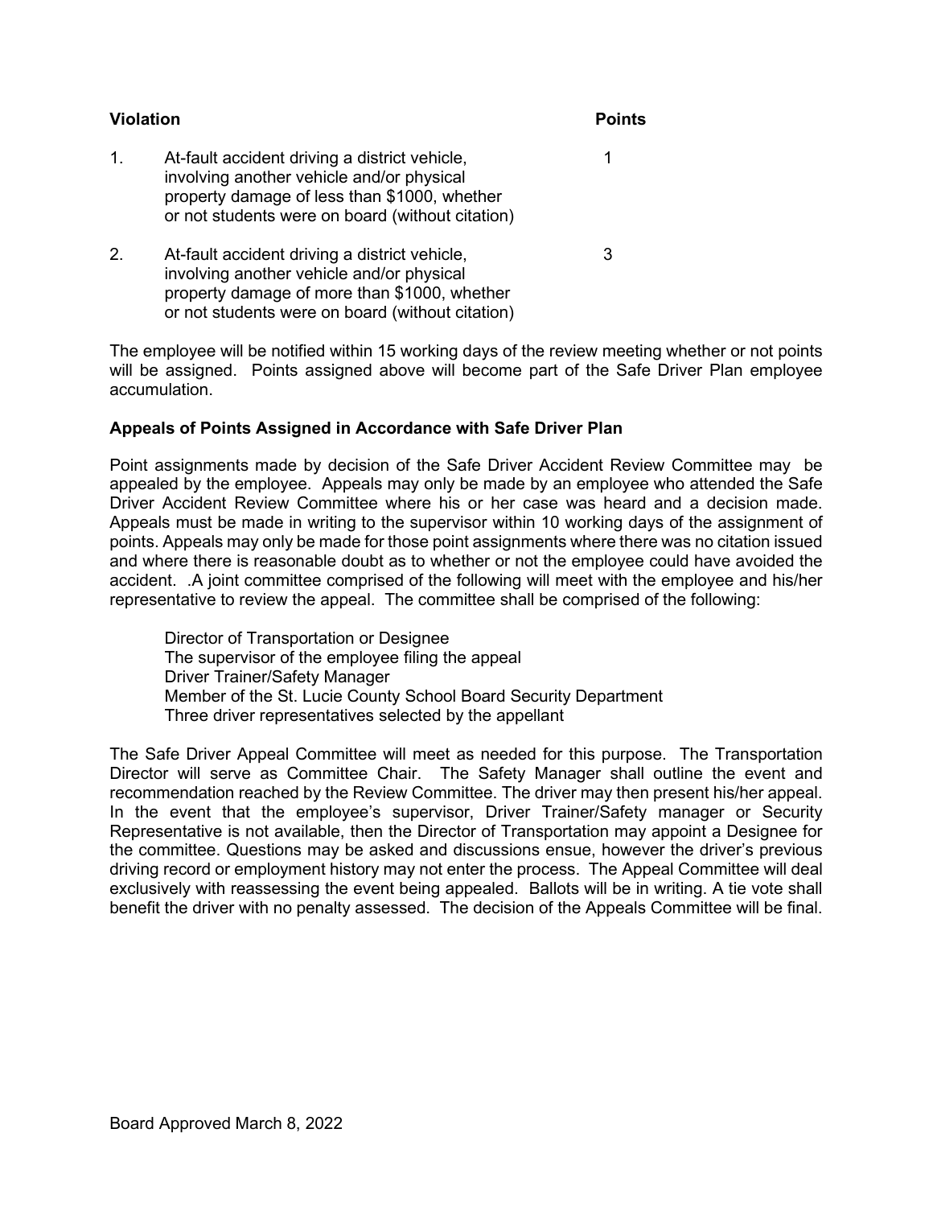| | Violation | Points |
|---|---|---|
| 1. | At-fault accident driving a district vehicle, involving another vehicle and/or physical property damage of less than $1000, whether or not students were on board (without citation) | 1 |
| 2. | At-fault accident driving a district vehicle, involving another vehicle and/or physical property damage of more than $1000, whether or not students were on board (without citation) | 3 |

The employee will be notified within 15 working days of the review meeting whether or not points will be assigned. Points assigned above will become part of the Safe Driver Plan employee accumulation.

**Appeals of Points Assigned in Accordance with Safe Driver Plan**

Point assignments made by decision of the Safe Driver Accident Review Committee may be appealed by the employee. Appeals may only be made by an employee who attended the Safe Driver Accident Review Committee where his or her case was heard and a decision made. Appeals must be made in writing to the supervisor within 10 working days of the assignment of points. Appeals may only be made for those point assignments where there was no citation issued and where there is reasonable doubt as to whether or not the employee could have avoided the accident. .A joint committee comprised of the following will meet with the employee and his/her representative to review the appeal. The committee shall be comprised of the following:

Director of Transportation or Designee
The supervisor of the employee filing the appeal
Driver Trainer/Safety Manager
Member of the St. Lucie County School Board Security Department
Three driver representatives selected by the appellant

The Safe Driver Appeal Committee will meet as needed for this purpose. The Transportation Director will serve as Committee Chair. The Safety Manager shall outline the event and recommendation reached by the Review Committee. The driver may then present his/her appeal. In the event that the employee's supervisor, Driver Trainer/Safety manager or Security Representative is not available, then the Director of Transportation may appoint a Designee for the committee. Questions may be asked and discussions ensue, however the driver's previous driving record or employment history may not enter the process. The Appeal Committee will deal exclusively with reassessing the event being appealed. Ballots will be in writing. A tie vote shall benefit the driver with no penalty assessed. The decision of the Appeals Committee will be final.

Board Approved March 8, 2022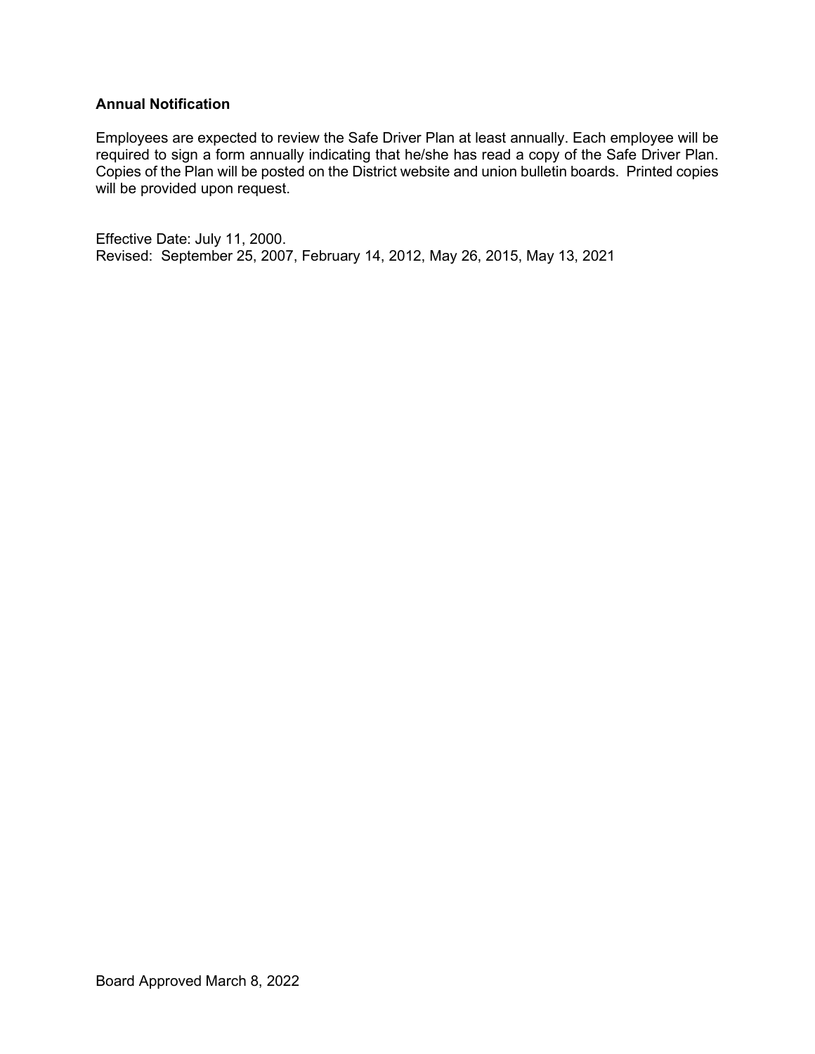**Annual Notification**

Employees are expected to review the Safe Driver Plan at least annually. Each employee will be required to sign a form annually indicating that he/she has read a copy of the Safe Driver Plan. Copies of the Plan will be posted on the District website and union bulletin boards. Printed copies will be provided upon request.

Effective Date: July 11, 2000.
Revised: September 25, 2007, February 14, 2012, May 26, 2015, May 13, 2021

Board Approved March 8, 2022